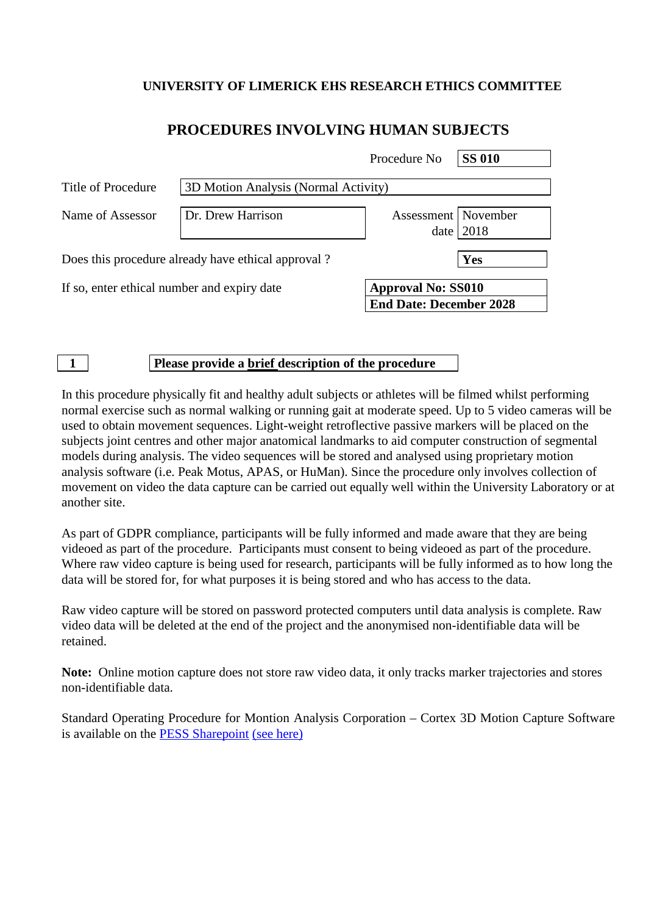**UNIVERSITY OF LIMERICK EHS RESEARCH ETHICS COMMITTEE**

# PROCEDURES INVOLVING HUMAN SUBJECTS

| | | | |
|---|---|---|---|
| | | Procedure No | **SS 010** |
| Title of Procedure | 3D Motion Analysis (Normal Activity) | | |
| Name of Assessor | Dr. Drew Harrison | Assessment date | November 2018 |
| Does this procedure already have ethical approval ? | | | **Yes** |
| If so, enter ethical number and expiry date | | **Approval No: SS010**<br>**End Date: December 2028** | |

## 1 Please provide a brief description of the procedure

In this procedure physically fit and healthy adult subjects or athletes will be filmed whilst performing normal exercise such as normal walking or running gait at moderate speed. Up to 5 video cameras will be used to obtain movement sequences. Light-weight retroflective passive markers will be placed on the subjects joint centres and other major anatomical landmarks to aid computer construction of segmental models during analysis. The video sequences will be stored and analysed using proprietary motion analysis software (i.e. Peak Motus, APAS, or HuMan). Since the procedure only involves collection of movement on video the data capture can be carried out equally well within the University Laboratory or at another site.

As part of GDPR compliance, participants will be fully informed and made aware that they are being videoed as part of the procedure. Participants must consent to being videoed as part of the procedure. Where raw video capture is being used for research, participants will be fully informed as to how long the data will be stored for, for what purposes it is being stored and who has access to the data.

Raw video capture will be stored on password protected computers until data analysis is complete. Raw video data will be deleted at the end of the project and the anonymised non-identifiable data will be retained.

**Note:** Online motion capture does not store raw video data, it only tracks marker trajectories and stores non-identifiable data.

Standard Operating Procedure for Montion Analysis Corporation – Cortex 3D Motion Capture Software is available on the PESS Sharepoint (see here)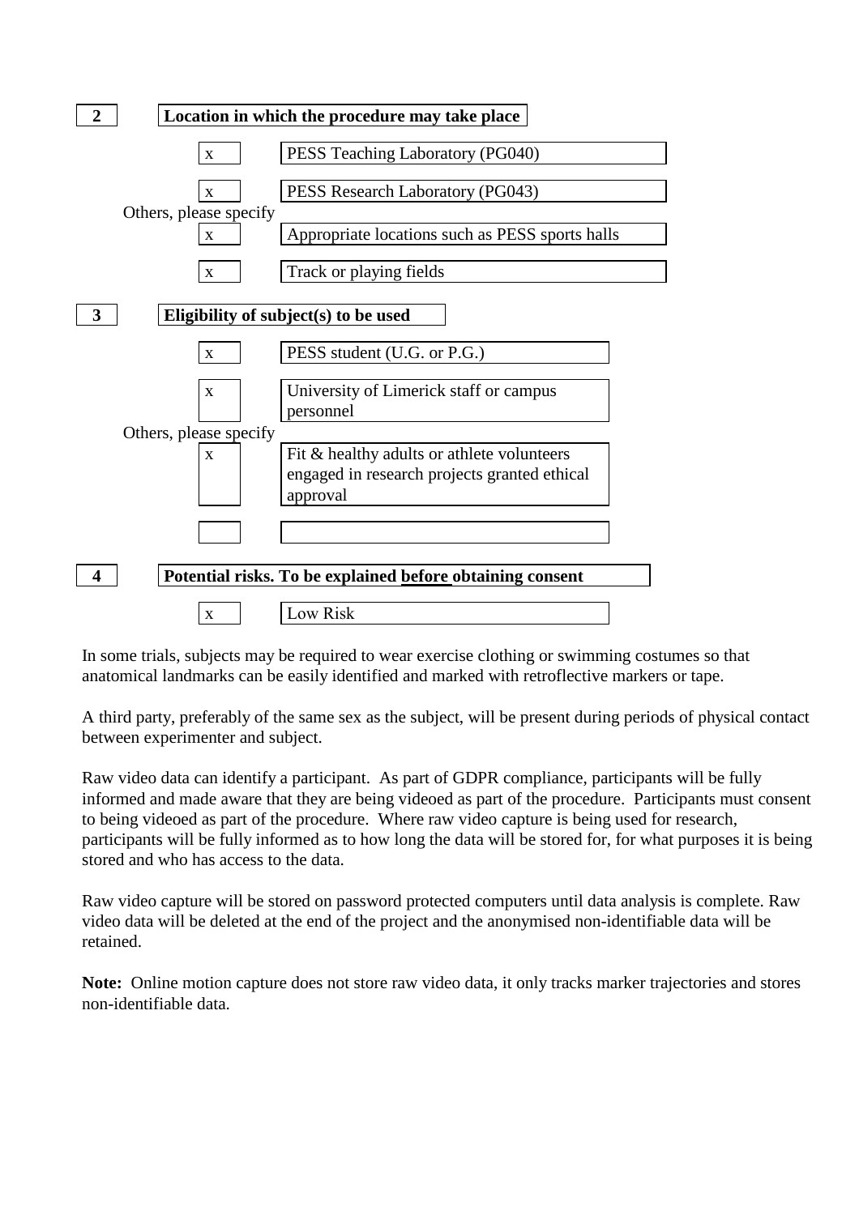**2** **Location in which the procedure may take place**

- x PESS Teaching Laboratory (PG040)
- x PESS Research Laboratory (PG043)

Others, please specify

- x Appropriate locations such as PESS sports halls
- x Track or playing fields

**3** **Eligibility of subject(s) to be used**

- x PESS student (U.G. or P.G.)
- x University of Limerick staff or campus personnel

Others, please specify

- x Fit & healthy adults or athlete volunteers engaged in research projects granted ethical approval

**4** **Potential risks. To be explained <u>before</u> obtaining consent**

- x Low Risk

In some trials, subjects may be required to wear exercise clothing or swimming costumes so that anatomical landmarks can be easily identified and marked with retroflective markers or tape.

A third party, preferably of the same sex as the subject, will be present during periods of physical contact between experimenter and subject.

Raw video data can identify a participant. As part of GDPR compliance, participants will be fully informed and made aware that they are being videoed as part of the procedure. Participants must consent to being videoed as part of the procedure. Where raw video capture is being used for research, participants will be fully informed as to how long the data will be stored for, for what purposes it is being stored and who has access to the data.

Raw video capture will be stored on password protected computers until data analysis is complete. Raw video data will be deleted at the end of the project and the anonymised non-identifiable data will be retained.

**Note:** Online motion capture does not store raw video data, it only tracks marker trajectories and stores non-identifiable data.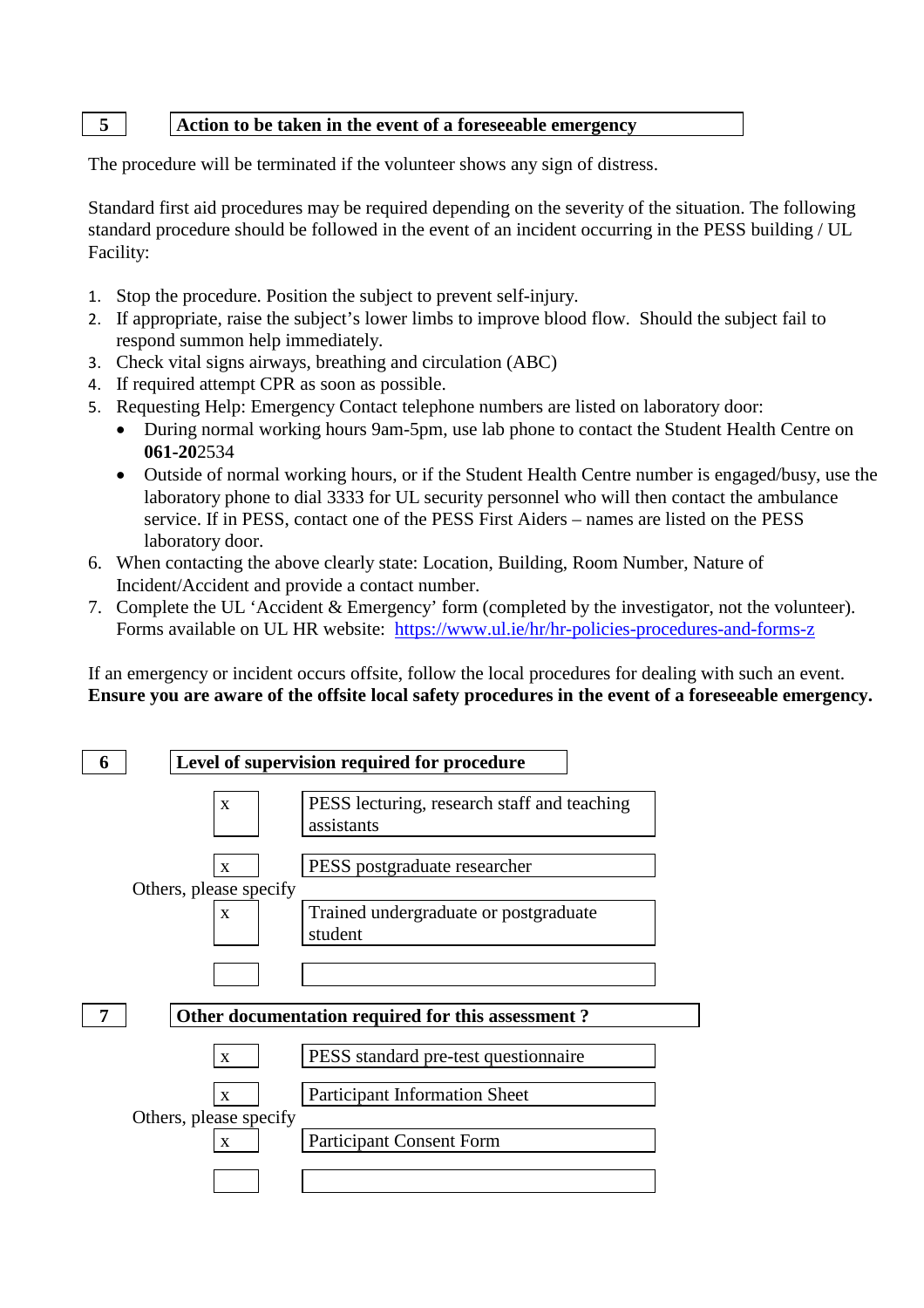## 5 Action to be taken in the event of a foreseeable emergency

The procedure will be terminated if the volunteer shows any sign of distress.

Standard first aid procedures may be required depending on the severity of the situation. The following standard procedure should be followed in the event of an incident occurring in the PESS building / UL Facility:

1. Stop the procedure. Position the subject to prevent self-injury.
2. If appropriate, raise the subject's lower limbs to improve blood flow. Should the subject fail to respond summon help immediately.
3. Check vital signs airways, breathing and circulation (ABC)
4. If required attempt CPR as soon as possible.
5. Requesting Help: Emergency Contact telephone numbers are listed on laboratory door:
   - During normal working hours 9am-5pm, use lab phone to contact the Student Health Centre on **061-20**2534
   - Outside of normal working hours, or if the Student Health Centre number is engaged/busy, use the laboratory phone to dial 3333 for UL security personnel who will then contact the ambulance service. If in PESS, contact one of the PESS First Aiders – names are listed on the PESS laboratory door.
6. When contacting the above clearly state: Location, Building, Room Number, Nature of Incident/Accident and provide a contact number.
7. Complete the UL 'Accident & Emergency' form (completed by the investigator, not the volunteer). Forms available on UL HR website: https://www.ul.ie/hr/hr-policies-procedures-and-forms-z

If an emergency or incident occurs offsite, follow the local procedures for dealing with such an event. **Ensure you are aware of the offsite local safety procedures in the event of a foreseeable emergency.**

## 6 Level of supervision required for procedure

| | |
|---|---|
| x | PESS lecturing, research staff and teaching assistants |
| x | PESS postgraduate researcher |

Others, please specify

| | |
|---|---|
| x | Trained undergraduate or postgraduate student |
| | |

## 7 Other documentation required for this assessment ?

| | |
|---|---|
| x | PESS standard pre-test questionnaire |
| x | Participant Information Sheet |

Others, please specify

| | |
|---|---|
| x | Participant Consent Form |
| | |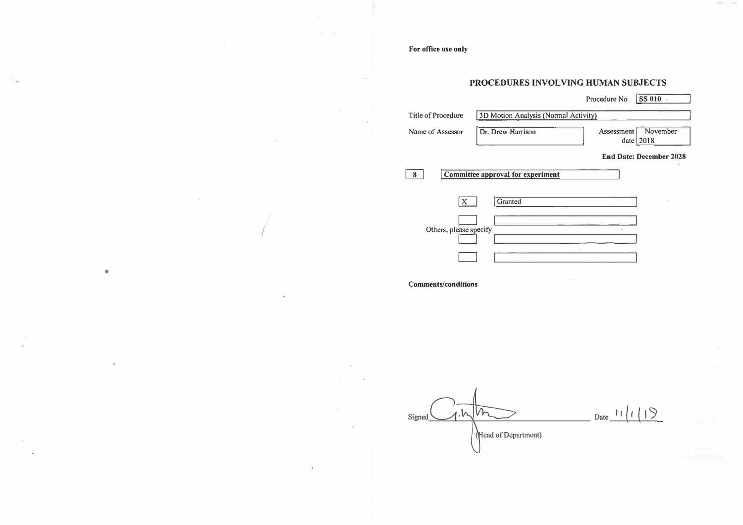**For office use only**

## PROCEDURES INVOLVING HUMAN SUBJECTS

Procedure No **SS 010**

| | |
|---|---|
| Title of Procedure | 3D Motion Analysis (Normal Activity) |
| Name of Assessor | Dr. Drew Harrison |
| Assessment date | November 2018 |

**End Date: December 2028**

**8** **Committee approval for experiment**

- [X] Granted
- [ ] Others, please specify
- [ ]
- [ ]

**Comments/conditions**

Signed ____________________ Date 11/1/19

(Head of Department)